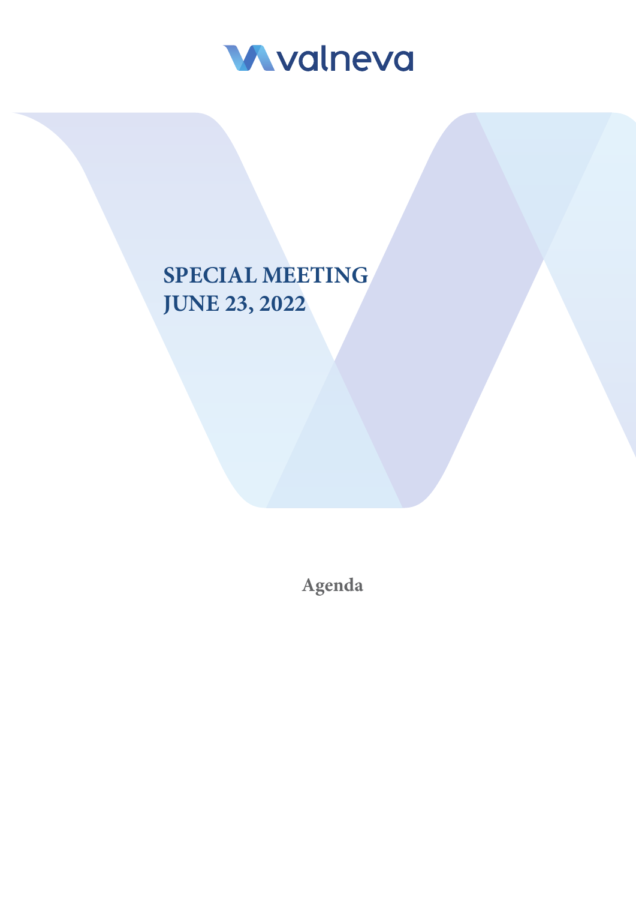valneva

# SPECIAL MEETING
# JUNE 23, 2022

## Agenda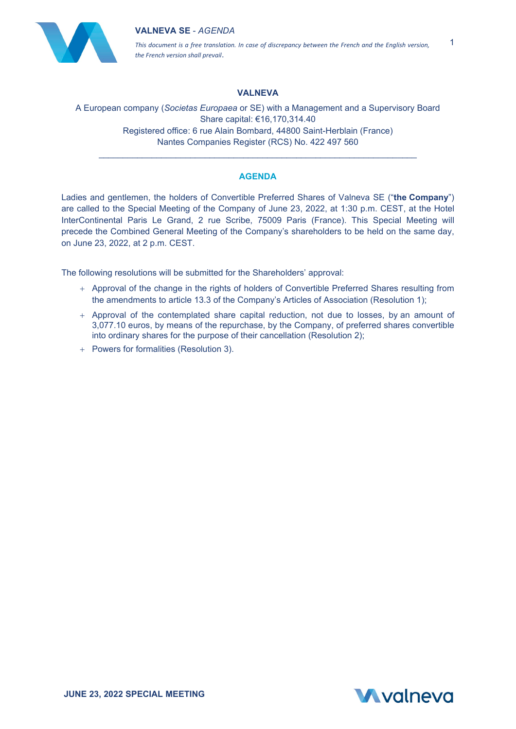### VALNEVA

A European company (*Societas Europaea* or SE) with a Management and a Supervisory Board
Share capital: €16,170,314.40
Registered office: 6 rue Alain Bombard, 44800 Saint-Herblain (France)
Nantes Companies Register (RCS) No. 422 497 560

---

## AGENDA

Ladies and gentlemen, the holders of Convertible Preferred Shares of Valneva SE ("**the Company**") are called to the Special Meeting of the Company of June 23, 2022, at 1:30 p.m. CEST, at the Hotel InterContinental Paris Le Grand, 2 rue Scribe, 75009 Paris (France). This Special Meeting will precede the Combined General Meeting of the Company's shareholders to be held on the same day, on June 23, 2022, at 2 p.m. CEST.

The following resolutions will be submitted for the Shareholders' approval:

- Approval of the change in the rights of holders of Convertible Preferred Shares resulting from the amendments to article 13.3 of the Company's Articles of Association (Resolution 1);
- Approval of the contemplated share capital reduction, not due to losses, by an amount of 3,077.10 euros, by means of the repurchase, by the Company, of preferred shares convertible into ordinary shares for the purpose of their cancellation (Resolution 2);
- Powers for formalities (Resolution 3).